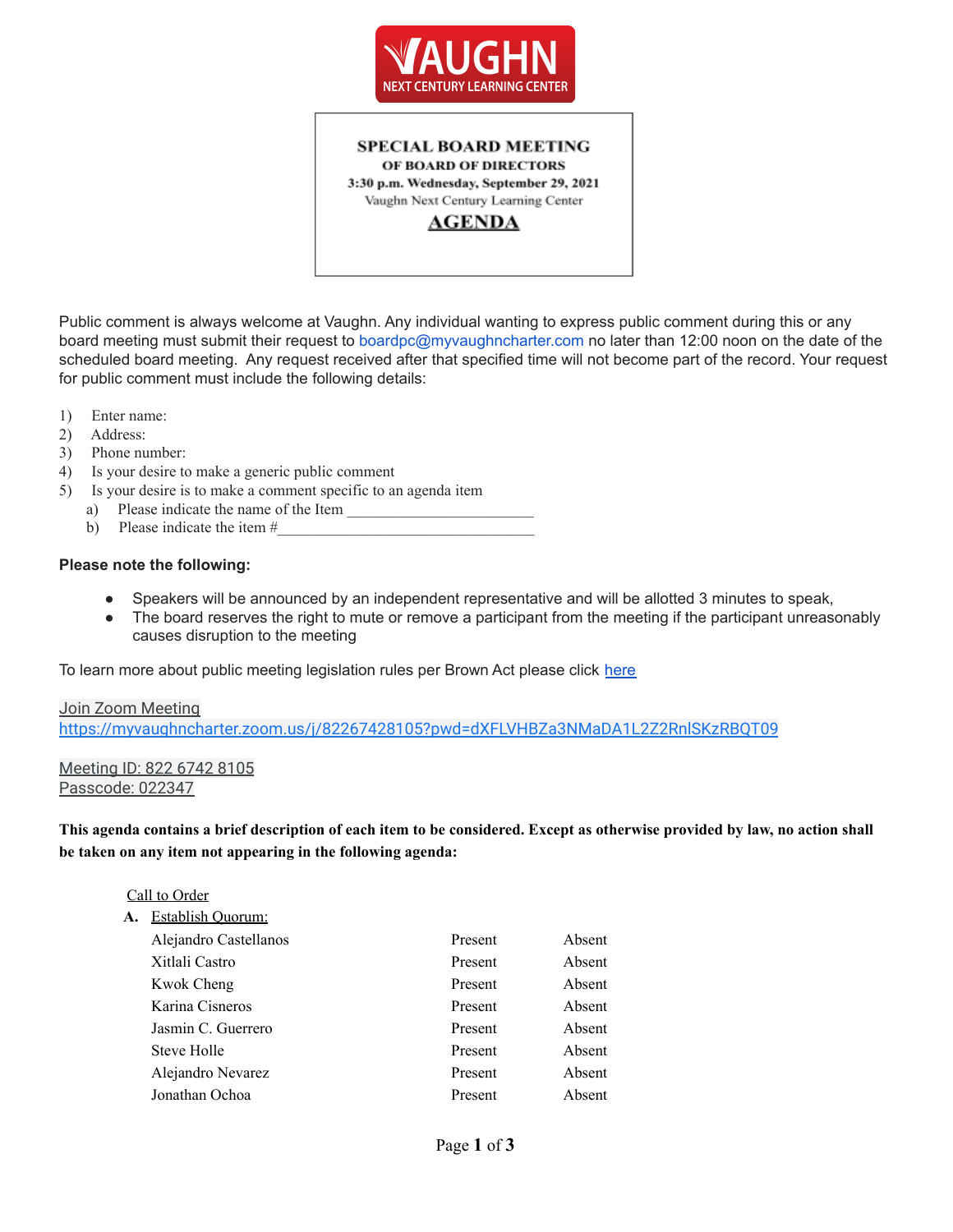**VAUGHN**
**NEXT CENTURY LEARNING CENTER**

**SPECIAL BOARD MEETING**
**OF BOARD OF DIRECTORS**
**3:30 p.m. Wednesday, September 29, 2021**
Vaughn Next Century Learning Center
**AGENDA**

Public comment is always welcome at Vaughn. Any individual wanting to express public comment during this or any board meeting must submit their request to boardpc@myvaughncharter.com no later than 12:00 noon on the date of the scheduled board meeting. Any request received after that specified time will not become part of the record. Your request for public comment must include the following details:

1) Enter name:
2) Address:
3) Phone number:
4) Is your desire to make a generic public comment
5) Is your desire is to make a comment specific to an agenda item
   a) Please indicate the name of the Item ________________________
   b) Please indicate the item #________________________________

**Please note the following:**

- Speakers will be announced by an independent representative and will be allotted 3 minutes to speak,
- The board reserves the right to mute or remove a participant from the meeting if the participant unreasonably causes disruption to the meeting

To learn more about public meeting legislation rules per Brown Act please click here

Join Zoom Meeting
https://myvaughncharter.zoom.us/j/82267428105?pwd=dXFLVHBZa3NMaDA1L2Z2RnlSKzRBQT09

Meeting ID: 822 6742 8105
Passcode: 022347

**This agenda contains a brief description of each item to be considered. Except as otherwise provided by law, no action shall be taken on any item not appearing in the following agenda:**

Call to Order

**A.** Establish Quorum:

| | | |
|---|---|---|
| Alejandro Castellanos | Present | Absent |
| Xitlali Castro | Present | Absent |
| Kwok Cheng | Present | Absent |
| Karina Cisneros | Present | Absent |
| Jasmin C. Guerrero | Present | Absent |
| Steve Holle | Present | Absent |
| Alejandro Nevarez | Present | Absent |
| Jonathan Ochoa | Present | Absent |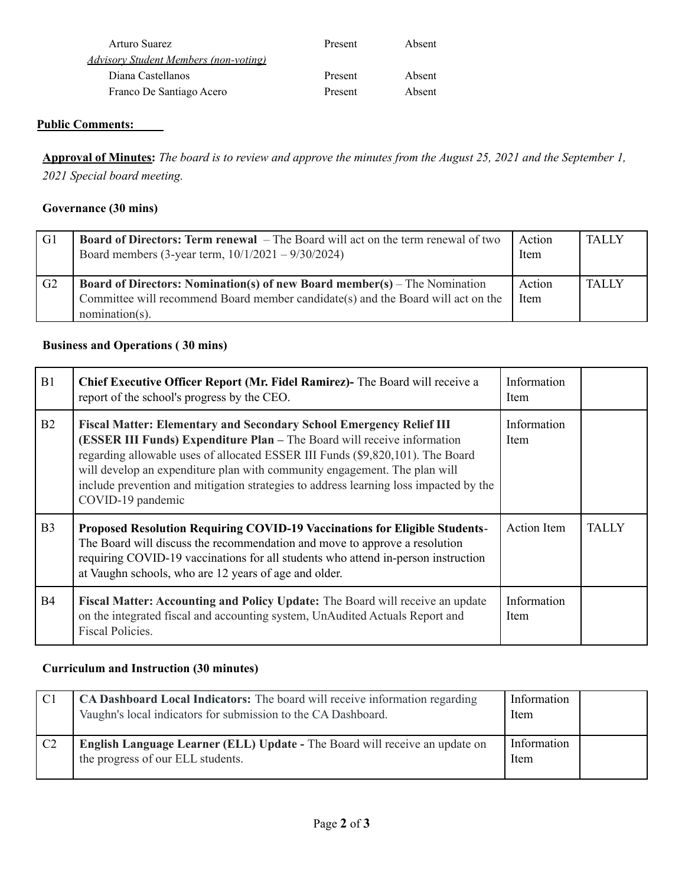| | | |
|---|---|---|
| Arturo Suarez | Present | Absent |
| *Advisory Student Members (non-voting)* | | |
| Diana Castellanos | Present | Absent |
| Franco De Santiago Acero | Present | Absent |

**Public Comments:**

**Approval of Minutes:** *The board is to review and approve the minutes from the August 25, 2021 and the September 1, 2021 Special board meeting.*

**Governance (30 mins)**

| | | | |
|---|---|---|---|
| G1 | **Board of Directors: Term renewal** – The Board will act on the term renewal of two Board members (3-year term, 10/1/2021 – 9/30/2024) | Action Item | TALLY |
| G2 | **Board of Directors: Nomination(s) of new Board member(s)** – The Nomination Committee will recommend Board member candidate(s) and the Board will act on the nomination(s). | Action Item | TALLY |

**Business and Operations ( 30 mins)**

| | | | |
|---|---|---|---|
| B1 | **Chief Executive Officer Report (Mr. Fidel Ramirez)-** The Board will receive a report of the school's progress by the CEO. | Information Item | |
| B2 | **Fiscal Matter: Elementary and Secondary School Emergency Relief III (ESSER III Funds) Expenditure Plan –** The Board will receive information regarding allowable uses of allocated ESSER III Funds ($9,820,101). The Board will develop an expenditure plan with community engagement. The plan will include prevention and mitigation strategies to address learning loss impacted by the COVID-19 pandemic | Information Item | |
| B3 | **Proposed Resolution Requiring COVID-19 Vaccinations for Eligible Students**- The Board will discuss the recommendation and move to approve a resolution requiring COVID-19 vaccinations for all students who attend in-person instruction at Vaughn schools, who are 12 years of age and older. | Action Item | TALLY |
| B4 | **Fiscal Matter: Accounting and Policy Update:** The Board will receive an update on the integrated fiscal and accounting system, UnAudited Actuals Report and Fiscal Policies. | Information Item | |

**Curriculum and Instruction (30 minutes)**

| | | | |
|---|---|---|---|
| C1 | **CA Dashboard Local Indicators:** The board will receive information regarding Vaughn's local indicators for submission to the CA Dashboard. | Information Item | |
| C2 | **English Language Learner (ELL) Update -** The Board will receive an update on the progress of our ELL students. | Information Item | |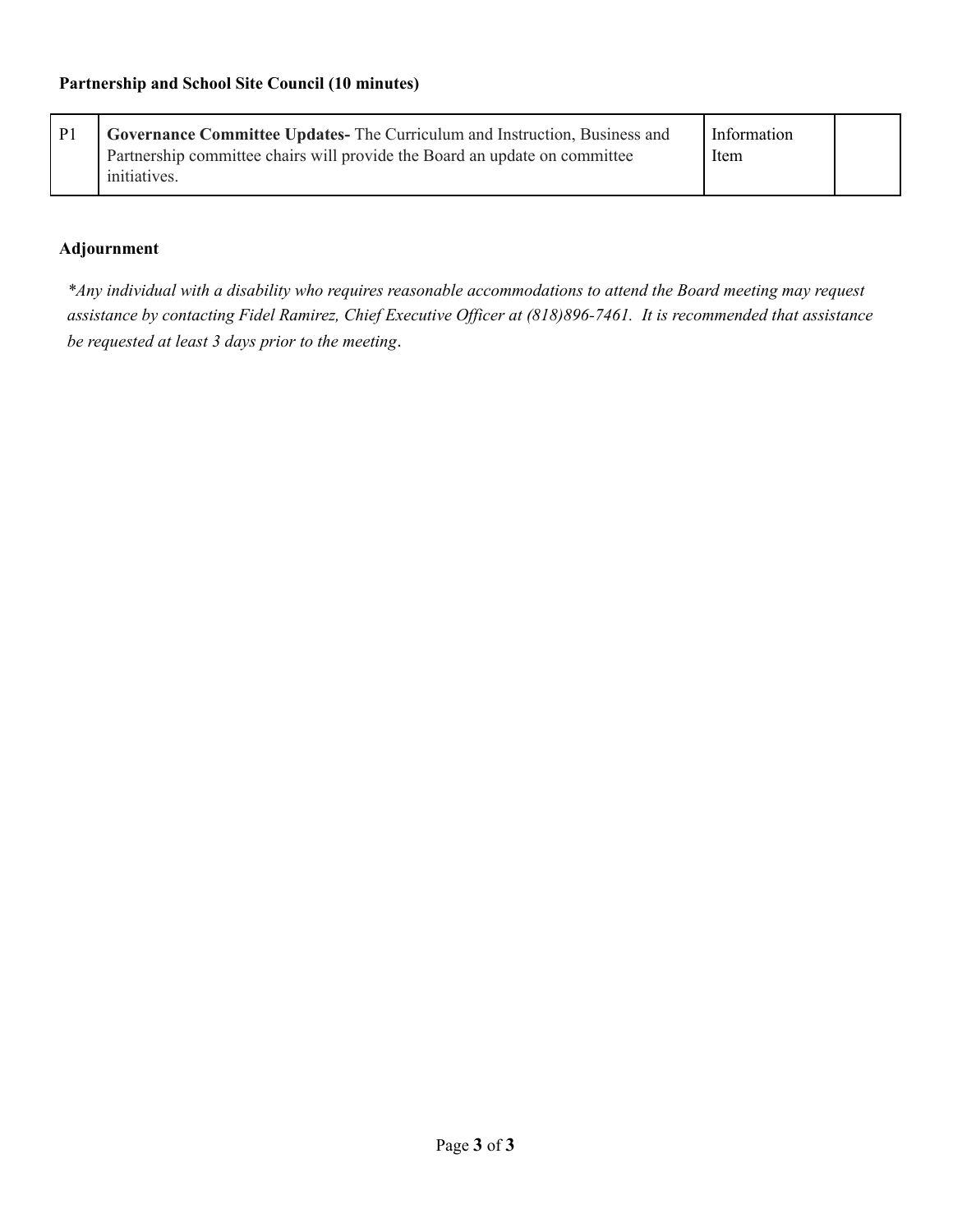**Partnership and School Site Council (10 minutes)**

| | | | |
|---|---|---|---|
| P1 | **Governance Committee Updates-** The Curriculum and Instruction, Business and Partnership committee chairs will provide the Board an update on committee initiatives. | Information Item | |

**Adjournment**

*\*Any individual with a disability who requires reasonable accommodations to attend the Board meeting may request assistance by contacting Fidel Ramirez, Chief Executive Officer at (818)896-7461. It is recommended that assistance be requested at least 3 days prior to the meeting*.